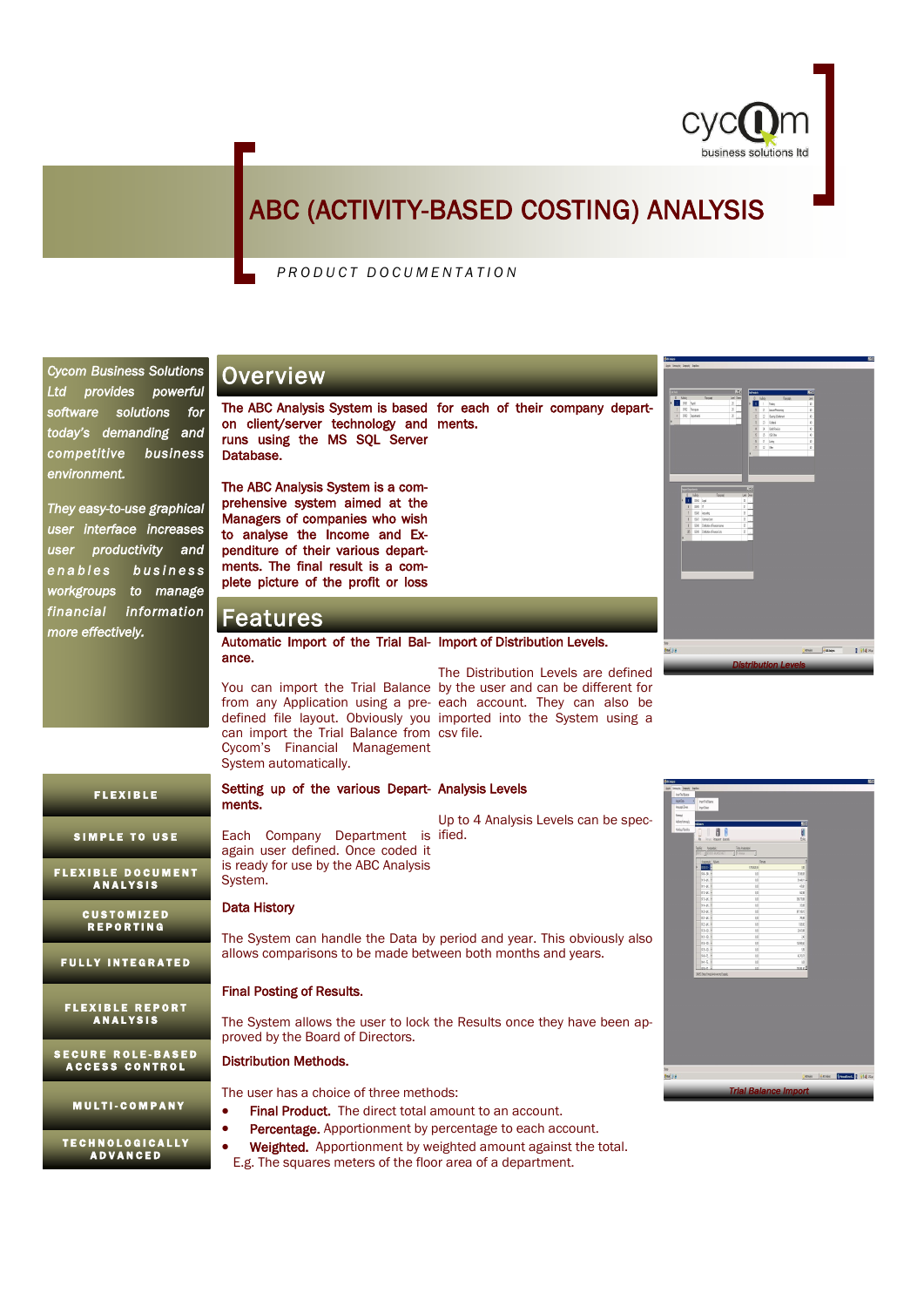cycom business solutions ltd

# ABC (ACTIVITY-BASED COSTING) ANALYSIS

PRODUCT DOCUMENTATION

*Cycom Business Solutions Ltd provides powerful software solutions for today's demanding and competitive business environment.*

*They easy-to-use graphical user interface increases user productivity and enables business workgroups to manage financial information more effectively.*

- FLEXIBLE
- SIMPLE TO USE
- FLEXIBLE DOCUMENT ANALYSIS
- CUSTOMIZED REPORTING
- FULLY INTEGRATED
- FLEXIBLE REPORT ANALYSIS
- SECURE ROLE-BASED ACCESS CONTROL
- MULTI-COMPANY
- TECHNOLOGICALLY ADVANCED

## Overview

**The ABC Analysis System is based on client/server technology and runs using the MS SQL Server Database.**

**The ABC Analysis System is a comprehensive system aimed at the Managers of companies who wish to analyse the Income and Expenditure of their various departments. The final result is a complete picture of the profit or loss for each of their company departments.**

## Features

**Automatic Import of the Trial Balance.**

You can import the Trial Balance from any Application using a predefined file layout. Obviously you can import the Trial Balance from Cycom's Financial Management System automatically.

**Import of Distribution Levels.**

The Distribution Levels are defined by the user and can be different for each account. They can also be imported into the System using a csv file.

**Setting up of the various Departments.**

Each Company Department is again user defined. Once coded it is ready for use by the ABC Analysis System.

**Analysis Levels**

Up to 4 Analysis Levels can be specified.

Distribution Levels

**Data History**

The System can handle the Data by period and year. This obviously also allows comparisons to be made between both months and years.

**Final Posting of Results.**

The System allows the user to lock the Results once they have been approved by the Board of Directors.

**Distribution Methods.**

The user has a choice of three methods:

- **Final Product.** The direct total amount to an account.
- **Percentage.** Apportionment by percentage to each account.
- **Weighted.** Apportionment by weighted amount against the total.
  E.g. The squares meters of the floor area of a department.

Trial Balance Import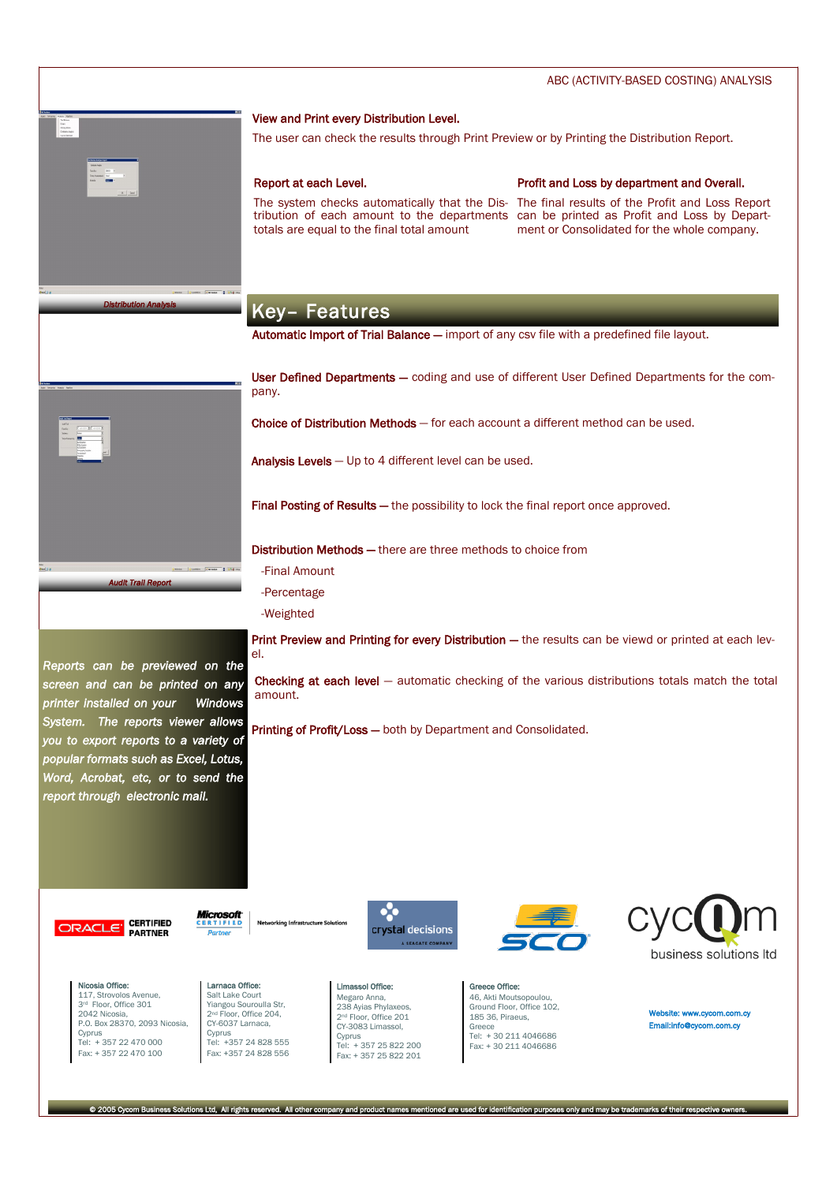ABC (ACTIVITY-BASED COSTING) ANALYSIS

*Distribution Analysis*

*Audit Trail Report*

### View and Print every Distribution Level.

The user can check the results through Print Preview or by Printing the Distribution Report.

### Report at each Level.

The system checks automatically that the Distribution of each amount to the departments totals are equal to the final total amount

### Profit and Loss by department and Overall.

The final results of the Profit and Loss Report can be printed as Profit and Loss by Department or Consolidated for the whole company.

## Key– Features

**Automatic Import of Trial Balance —** import of any csv file with a predefined file layout.

**User Defined Departments —** coding and use of different User Defined Departments for the company.

**Choice of Distribution Methods** — for each account a different method can be used.

**Analysis Levels** — Up to 4 different level can be used.

**Final Posting of Results —** the possibility to lock the final report once approved.

**Distribution Methods —** there are three methods to choice from

- Final Amount
- Percentage
- Weighted

**Print Preview and Printing for every Distribution —** the results can be viewd or printed at each level.

**Checking at each level** — automatic checking of the various distributions totals match the total amount.

**Printing of Profit/Loss —** both by Department and Consolidated.

*Reports can be previewed on the screen and can be printed on any printer installed on your Windows System. The reports viewer allows you to export reports to a variety of popular formats such as Excel, Lotus, Word, Acrobat, etc, or to send the report through electronic mail.*

ORACLE CERTIFIED PARTNER

Microsoft CERTIFIED Partner — Networking Infrastructure Solutions

crystal decisions — A SEAGATE COMPANY

SCO

cycom business solutions ltd

**Nicosia Office:**
117, Strovolos Avenue,
3rd Floor, Office 301
2042 Nicosia,
P.O. Box 28370, 2093 Nicosia,
Cyprus
Tel: + 357 22 470 000
Fax: + 357 22 470 100

**Larnaca Office:**
Salt Lake Court
Yiangou Souroulla Str,
2nd Floor, Office 204,
CY-6037 Larnaca,
Cyprus
Tel: +357 24 828 555
Fax: +357 24 828 556

**Limassol Office:**
Megaro Anna,
238 Ayias Phylaxeos,
2nd Floor, Office 201
CY-3083 Limassol,
Cyprus
Tel: + 357 25 822 200
Fax: + 357 25 822 201

**Greece Office:**
46, Akti Moutsopoulou,
Ground Floor, Office 102,
185 36, Piraeus,
Greece
Tel: + 30 211 4046686
Fax: + 30 211 4046686

**Website: www.cycom.com.cy**
**Email:info@cycom.com.cy**

© 2005 Cycom Business Solutions Ltd, All rights reserved. All other company and product names mentioned are used for identification purposes only and may be trademarks of their respective owners.